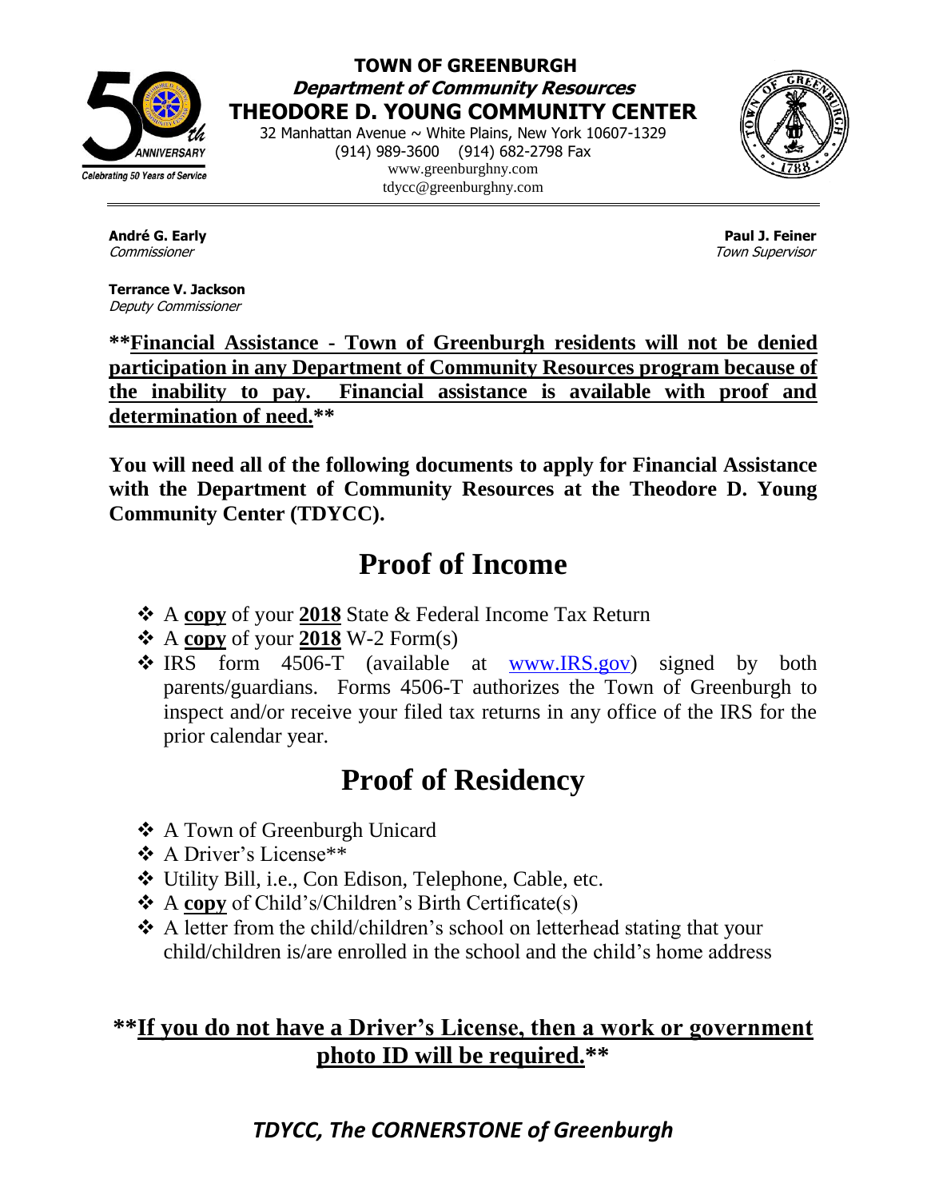**TOWN OF GREENBURGH**
***Department of Community Resources***
**THEODORE D. YOUNG COMMUNITY CENTER**
32 Manhattan Avenue ~ White Plains, New York 10607-1329
(914) 989-3600 (914) 682-2798 Fax
www.greenburghny.com
tdycc@greenburghny.com

Celebrating 50 Years of Service

**André G. Early**
*Commissioner*

**Paul J. Feiner**
*Town Supervisor*

**Terrance V. Jackson**
*Deputy Commissioner*

****Financial Assistance - Town of Greenburgh residents will not be denied participation in any Department of Community Resources program because of the inability to pay. Financial assistance is available with proof and determination of need.****

**You will need all of the following documents to apply for Financial Assistance with the Department of Community Resources at the Theodore D. Young Community Center (TDYCC).**

# Proof of Income

- A **copy** of your **2018** State & Federal Income Tax Return
- A **copy** of your **2018** W-2 Form(s)
- IRS form 4506-T (available at www.IRS.gov) signed by both parents/guardians. Forms 4506-T authorizes the Town of Greenburgh to inspect and/or receive your filed tax returns in any office of the IRS for the prior calendar year.

# Proof of Residency

- A Town of Greenburgh Unicard
- A Driver's License**
- Utility Bill, i.e., Con Edison, Telephone, Cable, etc.
- A **copy** of Child's/Children's Birth Certificate(s)
- A letter from the child/children's school on letterhead stating that your child/children is/are enrolled in the school and the child's home address

****If you do not have a Driver's License, then a work or government photo ID will be required.****

***TDYCC, The CORNERSTONE of Greenburgh***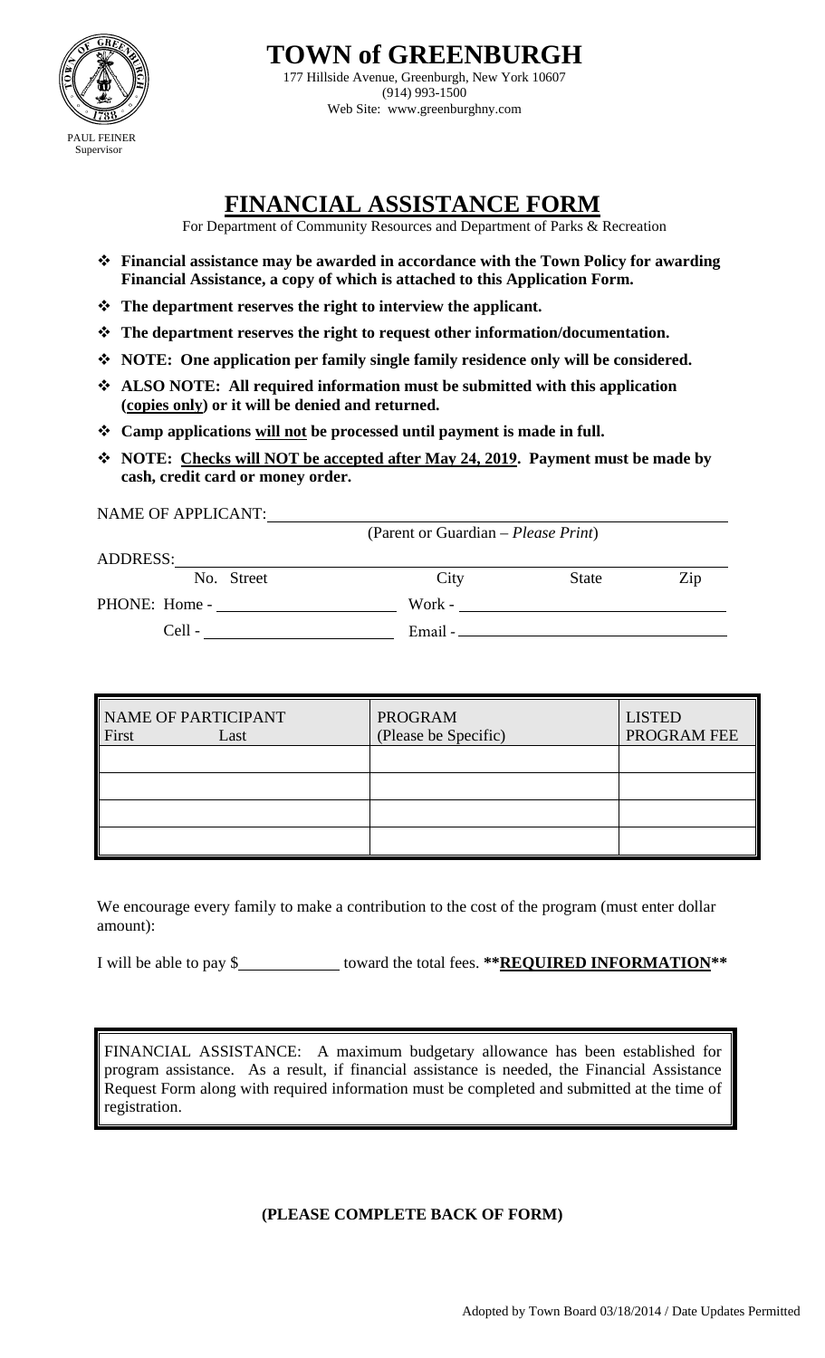# TOWN of GREENBURGH

177 Hillside Avenue, Greenburgh, New York 10607
(914) 993-1500
Web Site: www.greenburghny.com

PAUL FEINER
Supervisor

## FINANCIAL ASSISTANCE FORM

For Department of Community Resources and Department of Parks & Recreation

- **Financial assistance may be awarded in accordance with the Town Policy for awarding Financial Assistance, a copy of which is attached to this Application Form.**
- **The department reserves the right to interview the applicant.**
- **The department reserves the right to request other information/documentation.**
- **NOTE: One application per family single family residence only will be considered.**
- **ALSO NOTE: All required information must be submitted with this application (copies only) or it will be denied and returned.**
- **Camp applications will not be processed until payment is made in full.**
- **NOTE: Checks will NOT be accepted after May 24, 2019. Payment must be made by cash, credit card or money order.**

NAME OF APPLICANT: ______________________________________________
(Parent or Guardian – *Please Print*)

ADDRESS: ________________________________________________________
No. Street City State Zip

PHONE: Home - ____________________ Work - ____________________

Cell - ____________________ Email - ____________________

| NAME OF PARTICIPANT First Last | PROGRAM (Please be Specific) | LISTED PROGRAM FEE |
|---|---|---|
| | | |
| | | |
| | | |
| | | |

We encourage every family to make a contribution to the cost of the program (must enter dollar amount):

I will be able to pay $__________ toward the total fees. **\*\*REQUIRED INFORMATION\*\***

FINANCIAL ASSISTANCE: A maximum budgetary allowance has been established for program assistance. As a result, if financial assistance is needed, the Financial Assistance Request Form along with required information must be completed and submitted at the time of registration.

**(PLEASE COMPLETE BACK OF FORM)**

Adopted by Town Board 03/18/2014 / Date Updates Permitted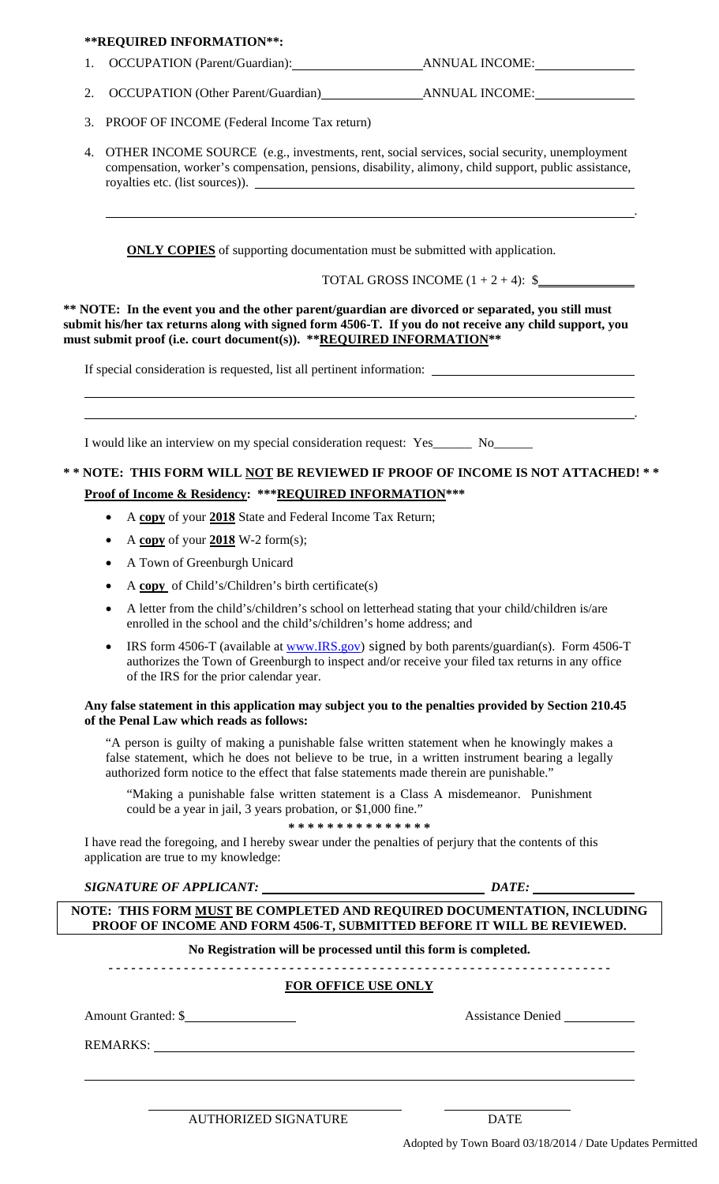**\*\*REQUIRED INFORMATION\*\*:**

1. OCCUPATION (Parent/Guardian): ____________________ ANNUAL INCOME: ______________
2. OCCUPATION (Other Parent/Guardian) ________________ ANNUAL INCOME: ______________
3. PROOF OF INCOME (Federal Income Tax return)
4. OTHER INCOME SOURCE (e.g., investments, rent, social services, social security, unemployment compensation, worker's compensation, pensions, disability, alimony, child support, public assistance, royalties etc. (list sources)). ____________________________________________________________

________________________________________________________________________________.

**ONLY COPIES** of supporting documentation must be submitted with application.

TOTAL GROSS INCOME (1 + 2 + 4): $______________

**\*\* NOTE: In the event you and the other parent/guardian are divorced or separated, you still must submit his/her tax returns along with signed form 4506-T. If you do not receive any child support, you must submit proof (i.e. court document(s)). \*\*REQUIRED INFORMATION\*\***

If special consideration is requested, list all pertinent information: ______________________________

________________________________________________________________________________

________________________________________________________________________________.

I would like an interview on my special consideration request: Yes______ No______

**\* \* NOTE: THIS FORM WILL NOT BE REVIEWED IF PROOF OF INCOME IS NOT ATTACHED! \* \***

**Proof of Income & Residency: \*\*\*REQUIRED INFORMATION\*\*\***

- A **copy** of your **2018** State and Federal Income Tax Return;
- A **copy** of your **2018** W-2 form(s);
- A Town of Greenburgh Unicard
- A **copy** of Child's/Children's birth certificate(s)
- A letter from the child's/children's school on letterhead stating that your child/children is/are enrolled in the school and the child's/children's home address; and
- IRS form 4506-T (available at www.IRS.gov) signed by both parents/guardian(s). Form 4506-T authorizes the Town of Greenburgh to inspect and/or receive your filed tax returns in any office of the IRS for the prior calendar year.

**Any false statement in this application may subject you to the penalties provided by Section 210.45 of the Penal Law which reads as follows:**

"A person is guilty of making a punishable false written statement when he knowingly makes a false statement, which he does not believe to be true, in a written instrument bearing a legally authorized form notice to the effect that false statements made therein are punishable."

"Making a punishable false written statement is a Class A misdemeanor. Punishment could be a year in jail, 3 years probation, or $1,000 fine."

\* \* \* \* \* \* \* \* \* \* \* \* \* \* \*

I have read the foregoing, and I hereby swear under the penalties of perjury that the contents of this application are true to my knowledge:

***SIGNATURE OF APPLICANT:*** ________________________________ ***DATE:*** ______________

**NOTE: THIS FORM MUST BE COMPLETED AND REQUIRED DOCUMENTATION, INCLUDING PROOF OF INCOME AND FORM 4506-T, SUBMITTED BEFORE IT WILL BE REVIEWED.**

**No Registration will be processed until this form is completed.**

---

**FOR OFFICE USE ONLY**

Amount Granted: $________________ Assistance Denied __________

REMARKS: ________________________________________________________________________

________________________________________________________________________________

______________________________ ____________________

AUTHORIZED SIGNATURE DATE

Adopted by Town Board 03/18/2014 / Date Updates Permitted